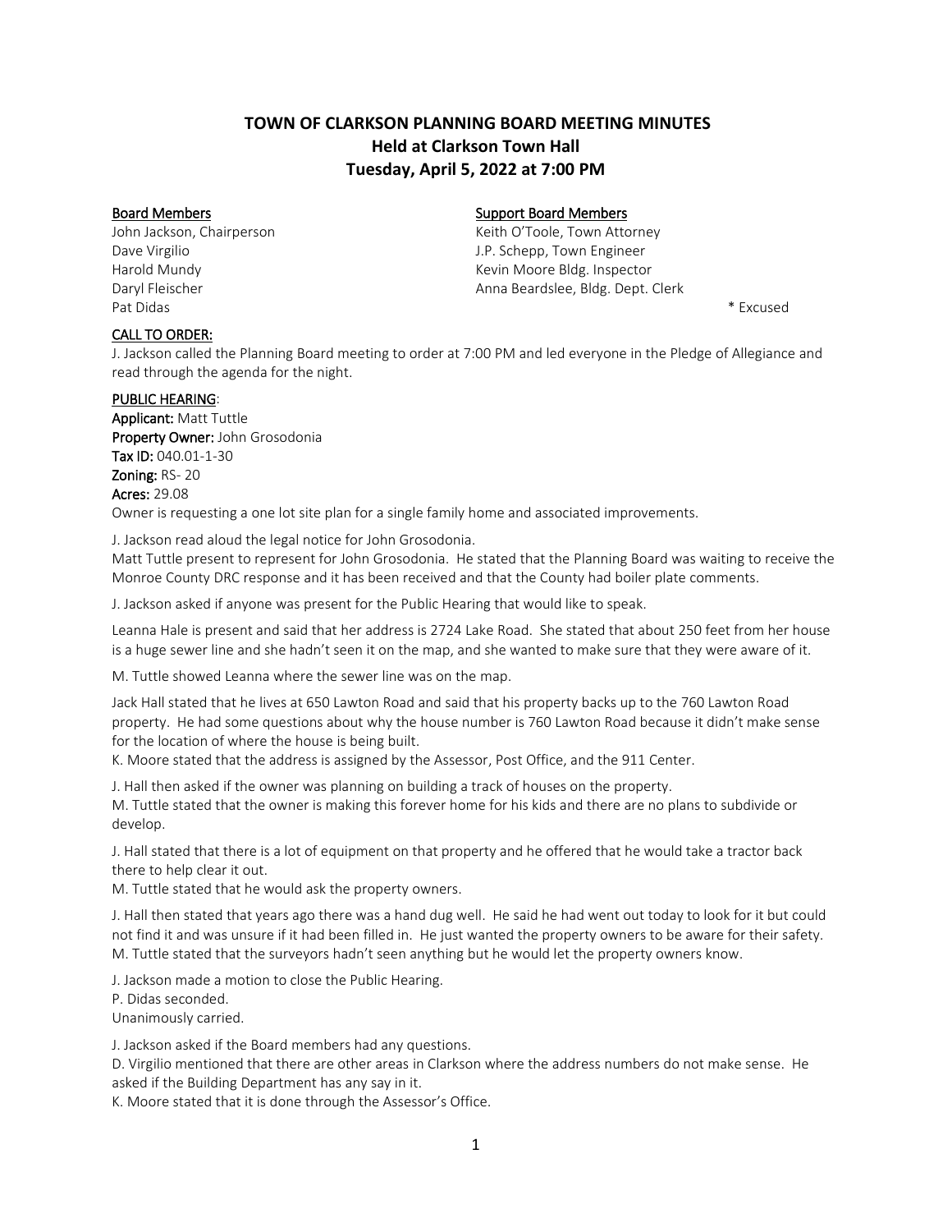# TOWN OF CLARKSON PLANNING BOARD MEETING MINUTES
## Held at Clarkson Town Hall
## Tuesday, April 5, 2022 at 7:00 PM

**Board Members**
John Jackson, Chairperson
Dave Virgilio
Harold Mundy
Daryl Fleischer
Pat Didas

**Support Board Members**
Keith O'Toole, Town Attorney
J.P. Schepp, Town Engineer
Kevin Moore Bldg. Inspector
Anna Beardslee, Bldg. Dept. Clerk

\* Excused

**CALL TO ORDER:**

J. Jackson called the Planning Board meeting to order at 7:00 PM and led everyone in the Pledge of Allegiance and read through the agenda for the night.

**PUBLIC HEARING:**

**Applicant:** Matt Tuttle
**Property Owner:** John Grosodonia
**Tax ID:** 040.01-1-30
**Zoning:** RS- 20
**Acres:** 29.08
Owner is requesting a one lot site plan for a single family home and associated improvements.

J. Jackson read aloud the legal notice for John Grosodonia.
Matt Tuttle present to represent for John Grosodonia. He stated that the Planning Board was waiting to receive the Monroe County DRC response and it has been received and that the County had boiler plate comments.

J. Jackson asked if anyone was present for the Public Hearing that would like to speak.

Leanna Hale is present and said that her address is 2724 Lake Road. She stated that about 250 feet from her house is a huge sewer line and she hadn't seen it on the map, and she wanted to make sure that they were aware of it.

M. Tuttle showed Leanna where the sewer line was on the map.

Jack Hall stated that he lives at 650 Lawton Road and said that his property backs up to the 760 Lawton Road property. He had some questions about why the house number is 760 Lawton Road because it didn't make sense for the location of where the house is being built.
K. Moore stated that the address is assigned by the Assessor, Post Office, and the 911 Center.

J. Hall then asked if the owner was planning on building a track of houses on the property.
M. Tuttle stated that the owner is making this forever home for his kids and there are no plans to subdivide or develop.

J. Hall stated that there is a lot of equipment on that property and he offered that he would take a tractor back there to help clear it out.
M. Tuttle stated that he would ask the property owners.

J. Hall then stated that years ago there was a hand dug well. He said he had went out today to look for it but could not find it and was unsure if it had been filled in. He just wanted the property owners to be aware for their safety.
M. Tuttle stated that the surveyors hadn't seen anything but he would let the property owners know.

J. Jackson made a motion to close the Public Hearing.
P. Didas seconded.
Unanimously carried.

J. Jackson asked if the Board members had any questions.
D. Virgilio mentioned that there are other areas in Clarkson where the address numbers do not make sense. He asked if the Building Department has any say in it.
K. Moore stated that it is done through the Assessor's Office.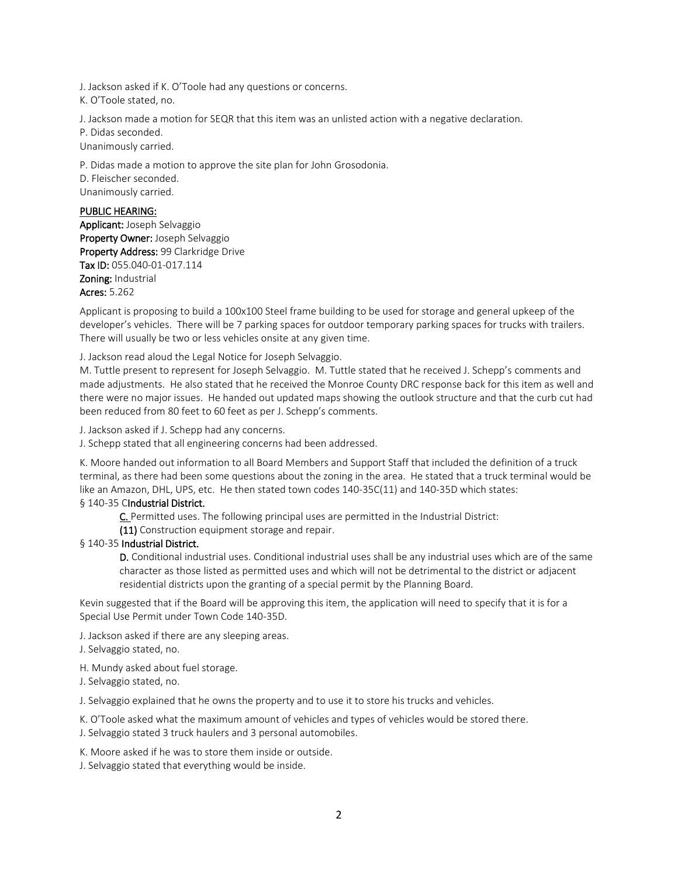J. Jackson asked if K. O'Toole had any questions or concerns.
K. O'Toole stated, no.

J. Jackson made a motion for SEQR that this item was an unlisted action with a negative declaration.
P. Didas seconded.
Unanimously carried.

P. Didas made a motion to approve the site plan for John Grosodonia.
D. Fleischer seconded.
Unanimously carried.

**PUBLIC HEARING:**
**Applicant:** Joseph Selvaggio
**Property Owner:** Joseph Selvaggio
**Property Address:** 99 Clarkridge Drive
**Tax ID:** 055.040-01-017.114
**Zoning:** Industrial
**Acres:** 5.262

Applicant is proposing to build a 100x100 Steel frame building to be used for storage and general upkeep of the developer's vehicles. There will be 7 parking spaces for outdoor temporary parking spaces for trucks with trailers. There will usually be two or less vehicles onsite at any given time.

J. Jackson read aloud the Legal Notice for Joseph Selvaggio.
M. Tuttle present to represent for Joseph Selvaggio. M. Tuttle stated that he received J. Schepp's comments and made adjustments. He also stated that he received the Monroe County DRC response back for this item as well and there were no major issues. He handed out updated maps showing the outlook structure and that the curb cut had been reduced from 80 feet to 60 feet as per J. Schepp's comments.

J. Jackson asked if J. Schepp had any concerns.
J. Schepp stated that all engineering concerns had been addressed.

K. Moore handed out information to all Board Members and Support Staff that included the definition of a truck terminal, as there had been some questions about the zoning in the area. He stated that a truck terminal would be like an Amazon, DHL, UPS, etc. He then stated town codes 140-35C(11) and 140-35D which states:

§ 140-35 C**Industrial District.**

> **C.** Permitted uses. The following principal uses are permitted in the Industrial District:
> **(11)** Construction equipment storage and repair.

§ 140-35 **Industrial District.**

> **D.** Conditional industrial uses. Conditional industrial uses shall be any industrial uses which are of the same character as those listed as permitted uses and which will not be detrimental to the district or adjacent residential districts upon the granting of a special permit by the Planning Board.

Kevin suggested that if the Board will be approving this item, the application will need to specify that it is for a Special Use Permit under Town Code 140-35D.

J. Jackson asked if there are any sleeping areas.
J. Selvaggio stated, no.

H. Mundy asked about fuel storage.
J. Selvaggio stated, no.

J. Selvaggio explained that he owns the property and to use it to store his trucks and vehicles.

K. O'Toole asked what the maximum amount of vehicles and types of vehicles would be stored there.
J. Selvaggio stated 3 truck haulers and 3 personal automobiles.

K. Moore asked if he was to store them inside or outside.
J. Selvaggio stated that everything would be inside.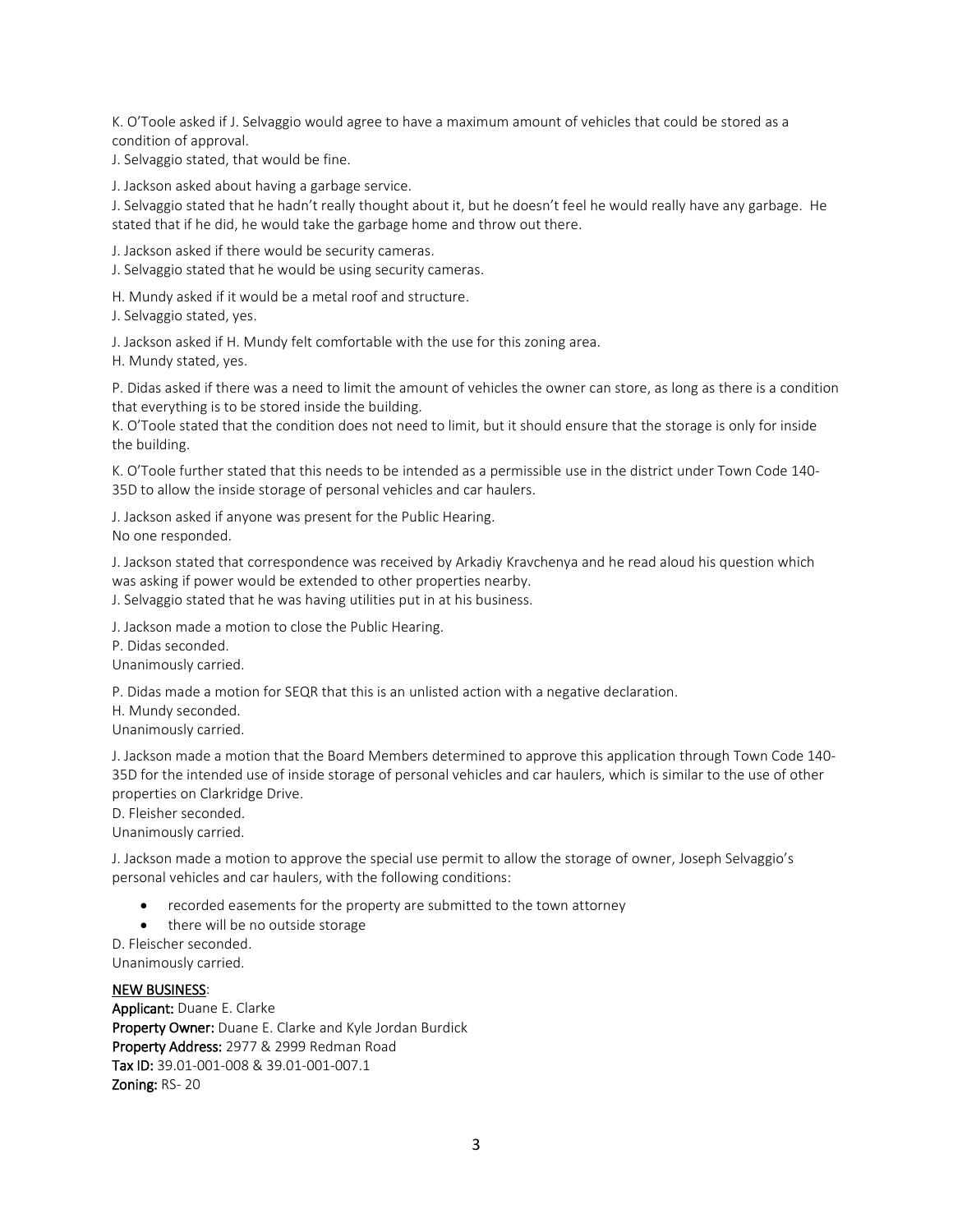K. O'Toole asked if J. Selvaggio would agree to have a maximum amount of vehicles that could be stored as a condition of approval.
J. Selvaggio stated, that would be fine.

J. Jackson asked about having a garbage service.
J. Selvaggio stated that he hadn't really thought about it, but he doesn't feel he would really have any garbage. He stated that if he did, he would take the garbage home and throw out there.

J. Jackson asked if there would be security cameras.
J. Selvaggio stated that he would be using security cameras.

H. Mundy asked if it would be a metal roof and structure.
J. Selvaggio stated, yes.

J. Jackson asked if H. Mundy felt comfortable with the use for this zoning area.
H. Mundy stated, yes.

P. Didas asked if there was a need to limit the amount of vehicles the owner can store, as long as there is a condition that everything is to be stored inside the building.
K. O'Toole stated that the condition does not need to limit, but it should ensure that the storage is only for inside the building.

K. O'Toole further stated that this needs to be intended as a permissible use in the district under Town Code 140-35D to allow the inside storage of personal vehicles and car haulers.

J. Jackson asked if anyone was present for the Public Hearing.
No one responded.

J. Jackson stated that correspondence was received by Arkadiy Kravchenya and he read aloud his question which was asking if power would be extended to other properties nearby.
J. Selvaggio stated that he was having utilities put in at his business.

J. Jackson made a motion to close the Public Hearing.
P. Didas seconded.
Unanimously carried.

P. Didas made a motion for SEQR that this is an unlisted action with a negative declaration.
H. Mundy seconded.
Unanimously carried.

J. Jackson made a motion that the Board Members determined to approve this application through Town Code 140-35D for the intended use of inside storage of personal vehicles and car haulers, which is similar to the use of other properties on Clarkridge Drive.
D. Fleisher seconded.
Unanimously carried.

J. Jackson made a motion to approve the special use permit to allow the storage of owner, Joseph Selvaggio's personal vehicles and car haulers, with the following conditions:

- recorded easements for the property are submitted to the town attorney
- there will be no outside storage

D. Fleischer seconded.
Unanimously carried.

**NEW BUSINESS**:
**Applicant:** Duane E. Clarke
**Property Owner:** Duane E. Clarke and Kyle Jordan Burdick
**Property Address:** 2977 & 2999 Redman Road
**Tax ID:** 39.01-001-008 & 39.01-001-007.1
**Zoning:** RS- 20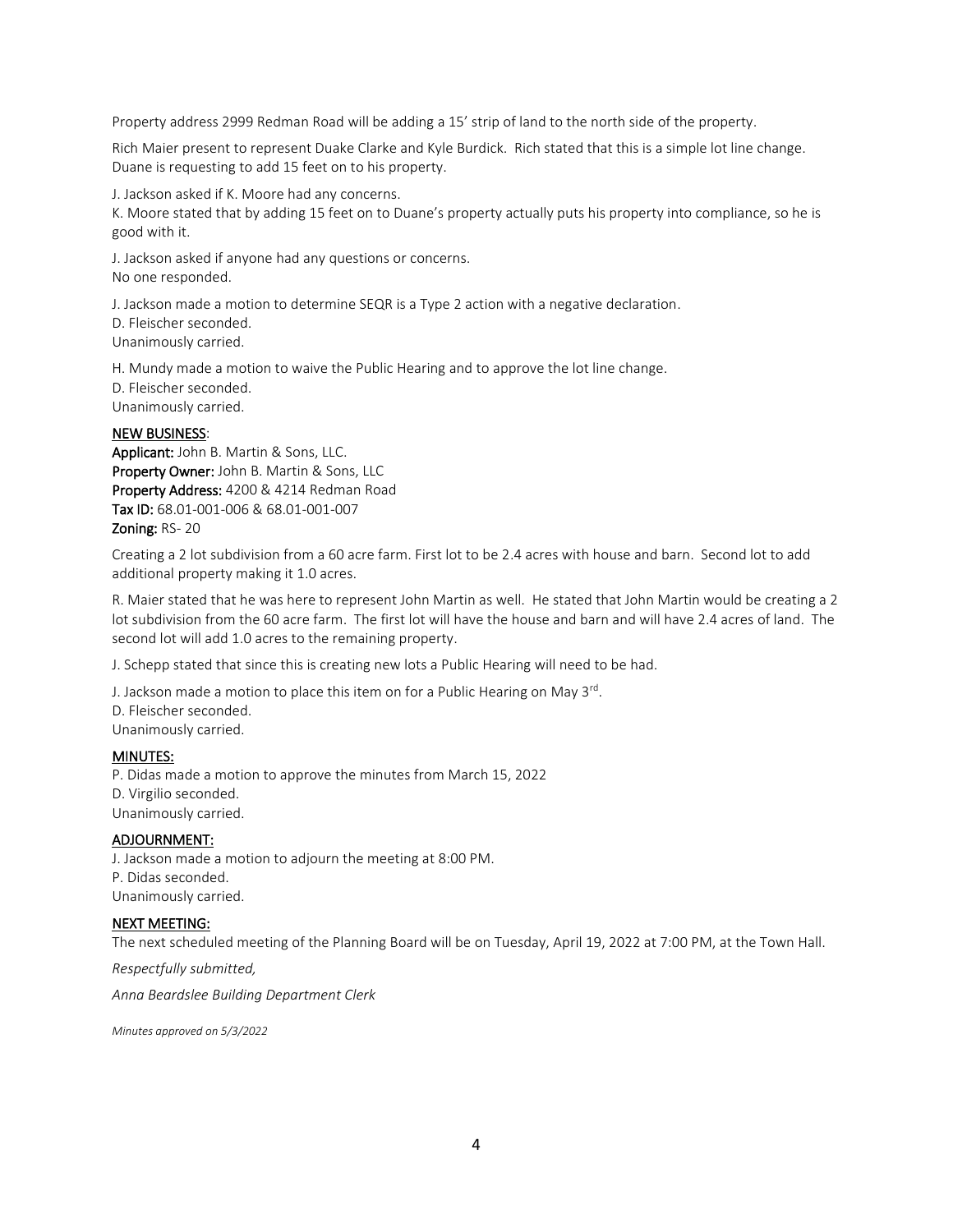Property address 2999 Redman Road will be adding a 15' strip of land to the north side of the property.

Rich Maier present to represent Duake Clarke and Kyle Burdick. Rich stated that this is a simple lot line change. Duane is requesting to add 15 feet on to his property.

J. Jackson asked if K. Moore had any concerns.
K. Moore stated that by adding 15 feet on to Duane's property actually puts his property into compliance, so he is good with it.

J. Jackson asked if anyone had any questions or concerns.
No one responded.

J. Jackson made a motion to determine SEQR is a Type 2 action with a negative declaration.
D. Fleischer seconded.
Unanimously carried.

H. Mundy made a motion to waive the Public Hearing and to approve the lot line change.
D. Fleischer seconded.
Unanimously carried.

**NEW BUSINESS**:
**Applicant:** John B. Martin & Sons, LLC.
**Property Owner:** John B. Martin & Sons, LLC
**Property Address:** 4200 & 4214 Redman Road
**Tax ID:** 68.01-001-006 & 68.01-001-007
**Zoning:** RS- 20

Creating a 2 lot subdivision from a 60 acre farm. First lot to be 2.4 acres with house and barn. Second lot to add additional property making it 1.0 acres.

R. Maier stated that he was here to represent John Martin as well. He stated that John Martin would be creating a 2 lot subdivision from the 60 acre farm. The first lot will have the house and barn and will have 2.4 acres of land. The second lot will add 1.0 acres to the remaining property.

J. Schepp stated that since this is creating new lots a Public Hearing will need to be had.

J. Jackson made a motion to place this item on for a Public Hearing on May 3rd.
D. Fleischer seconded.
Unanimously carried.

**MINUTES:**
P. Didas made a motion to approve the minutes from March 15, 2022
D. Virgilio seconded.
Unanimously carried.

**ADJOURNMENT:**
J. Jackson made a motion to adjourn the meeting at 8:00 PM.
P. Didas seconded.
Unanimously carried.

**NEXT MEETING:**
The next scheduled meeting of the Planning Board will be on Tuesday, April 19, 2022 at 7:00 PM, at the Town Hall.

*Respectfully submitted,*

*Anna Beardslee Building Department Clerk*

*Minutes approved on 5/3/2022*